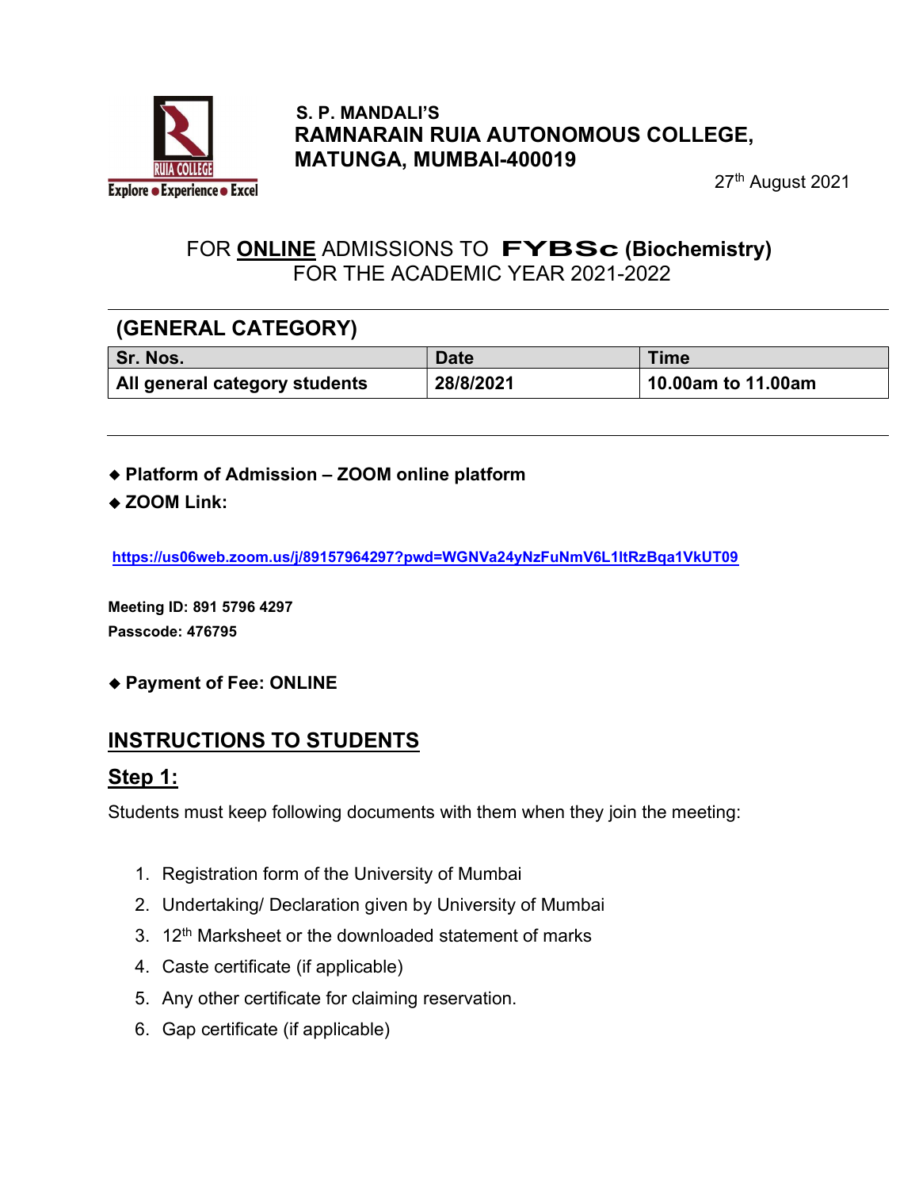**S. P. MANDALI'S**
**RAMNARAIN RUIA AUTONOMOUS COLLEGE, MATUNGA, MUMBAI-400019**

27th August 2021

## FOR **ONLINE** ADMISSIONS TO **FYBSc (Biochemistry)** FOR THE ACADEMIC YEAR 2021-2022

### (GENERAL CATEGORY)

| Sr. Nos. | Date | Time |
|---|---|---|
| All general category students | 28/8/2021 | 10.00am to 11.00am |

- **Platform of Admission – ZOOM online platform**
- **ZOOM Link:**

**https://us06web.zoom.us/j/89157964297?pwd=WGNVa24yNzFuNmV6L1ltRzBqa1VkUT09**

**Meeting ID: 891 5796 4297**
**Passcode: 476795**

- **Payment of Fee: ONLINE**

## INSTRUCTIONS TO STUDENTS

### Step 1:

Students must keep following documents with them when they join the meeting:

1. Registration form of the University of Mumbai
2. Undertaking/ Declaration given by University of Mumbai
3. 12th Marksheet or the downloaded statement of marks
4. Caste certificate (if applicable)
5. Any other certificate for claiming reservation.
6. Gap certificate (if applicable)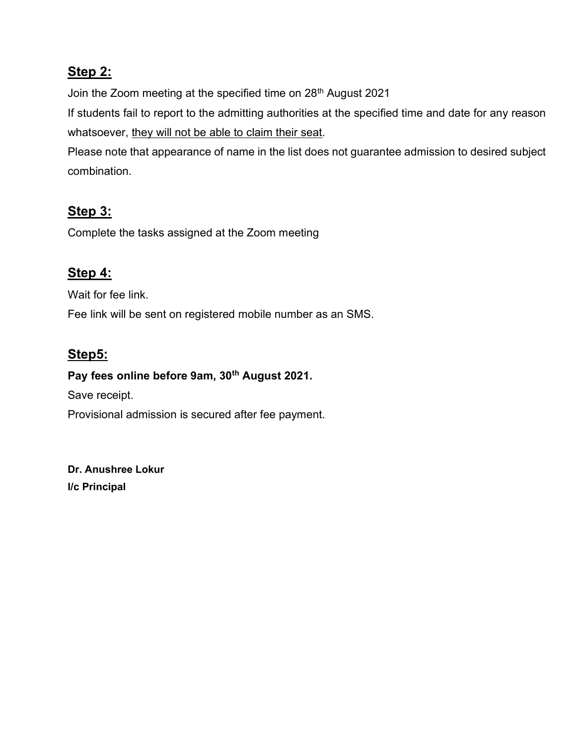## Step 2:

Join the Zoom meeting at the specified time on 28th August 2021

If students fail to report to the admitting authorities at the specified time and date for any reason whatsoever, they will not be able to claim their seat.

Please note that appearance of name in the list does not guarantee admission to desired subject combination.

## Step 3:

Complete the tasks assigned at the Zoom meeting

## Step 4:

Wait for fee link.

Fee link will be sent on registered mobile number as an SMS.

## Step5:

**Pay fees online before 9am, 30th August 2021.**

Save receipt.

Provisional admission is secured after fee payment.

**Dr. Anushree Lokur**
**I/c Principal**